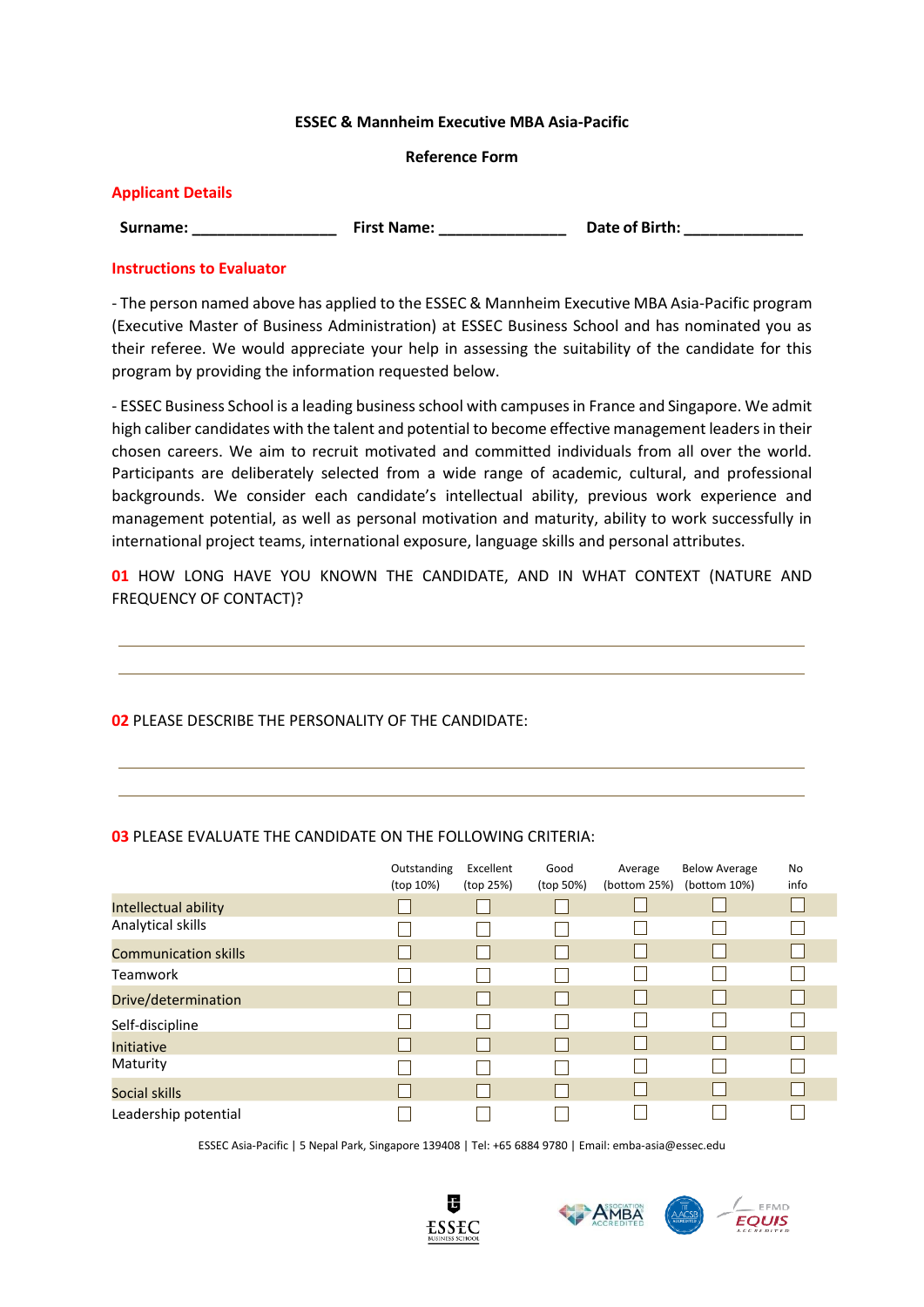**ESSEC & Mannheim Executive MBA Asia-Pacific**

**Reference Form**

## Applicant Details

**Surname: _________________ First Name: _______________ Date of Birth: ______________**

## Instructions to Evaluator

- The person named above has applied to the ESSEC & Mannheim Executive MBA Asia-Pacific program (Executive Master of Business Administration) at ESSEC Business School and has nominated you as their referee. We would appreciate your help in assessing the suitability of the candidate for this program by providing the information requested below.

- ESSEC Business School is a leading business school with campuses in France and Singapore. We admit high caliber candidates with the talent and potential to become effective management leaders in their chosen careers. We aim to recruit motivated and committed individuals from all over the world. Participants are deliberately selected from a wide range of academic, cultural, and professional backgrounds. We consider each candidate's intellectual ability, previous work experience and management potential, as well as personal motivation and maturity, ability to work successfully in international project teams, international exposure, language skills and personal attributes.

**01** HOW LONG HAVE YOU KNOWN THE CANDIDATE, AND IN WHAT CONTEXT (NATURE AND FREQUENCY OF CONTACT)?

______________________________________________________________________________

______________________________________________________________________________

**02** PLEASE DESCRIBE THE PERSONALITY OF THE CANDIDATE:

______________________________________________________________________________

______________________________________________________________________________

**03** PLEASE EVALUATE THE CANDIDATE ON THE FOLLOWING CRITERIA:

| | Outstanding (top 10%) | Excellent (top 25%) | Good (top 50%) | Average (bottom 25%) | Below Average (bottom 10%) | No info |
|---|---|---|---|---|---|---|
| Intellectual ability | ☐ | ☐ | ☐ | ☐ | ☐ | ☐ |
| Analytical skills | ☐ | ☐ | ☐ | ☐ | ☐ | ☐ |
| Communication skills | ☐ | ☐ | ☐ | ☐ | ☐ | ☐ |
| Teamwork | ☐ | ☐ | ☐ | ☐ | ☐ | ☐ |
| Drive/determination | ☐ | ☐ | ☐ | ☐ | ☐ | ☐ |
| Self-discipline | ☐ | ☐ | ☐ | ☐ | ☐ | ☐ |
| Initiative | ☐ | ☐ | ☐ | ☐ | ☐ | ☐ |
| Maturity | ☐ | ☐ | ☐ | ☐ | ☐ | ☐ |
| Social skills | ☐ | ☐ | ☐ | ☐ | ☐ | ☐ |
| Leadership potential | ☐ | ☐ | ☐ | ☐ | ☐ | ☐ |

ESSEC Asia-Pacific | 5 Nepal Park, Singapore 139408 | Tel: +65 6884 9780 | Email: emba-asia@essec.edu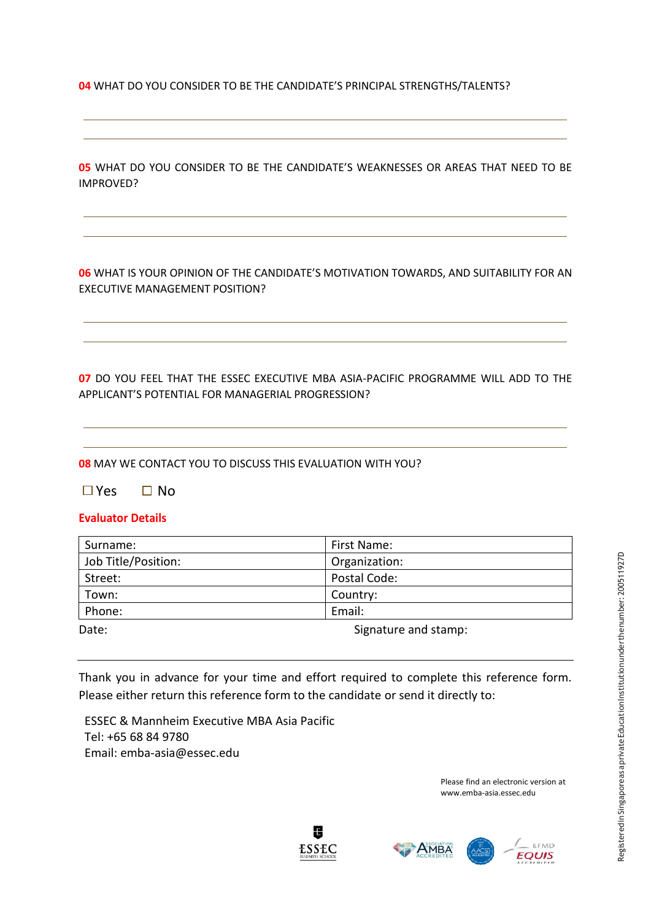**04** WHAT DO YOU CONSIDER TO BE THE CANDIDATE'S PRINCIPAL STRENGTHS/TALENTS?

---

---

**05** WHAT DO YOU CONSIDER TO BE THE CANDIDATE'S WEAKNESSES OR AREAS THAT NEED TO BE IMPROVED?

---

---

**06** WHAT IS YOUR OPINION OF THE CANDIDATE'S MOTIVATION TOWARDS, AND SUITABILITY FOR AN EXECUTIVE MANAGEMENT POSITION?

---

---

**07** DO YOU FEEL THAT THE ESSEC EXECUTIVE MBA ASIA-PACIFIC PROGRAMME WILL ADD TO THE APPLICANT'S POTENTIAL FOR MANAGERIAL PROGRESSION?

---

---

**08** MAY WE CONTACT YOU TO DISCUSS THIS EVALUATION WITH YOU?

☐ Yes ☐ No

**Evaluator Details**

| | |
|---|---|
| Surname: | First Name: |
| Job Title/Position: | Organization: |
| Street: | Postal Code: |
| Town: | Country: |
| Phone: | Email: |

Date: Signature and stamp:

---

Thank you in advance for your time and effort required to complete this reference form. Please either return this reference form to the candidate or send it directly to:

ESSEC & Mannheim Executive MBA Asia Pacific
Tel: +65 68 84 9780
Email: emba-asia@essec.edu

Please find an electronic version at www.emba-asia.essec.edu

Registered in Singapore as a private Education Institution under the number: 200511927D